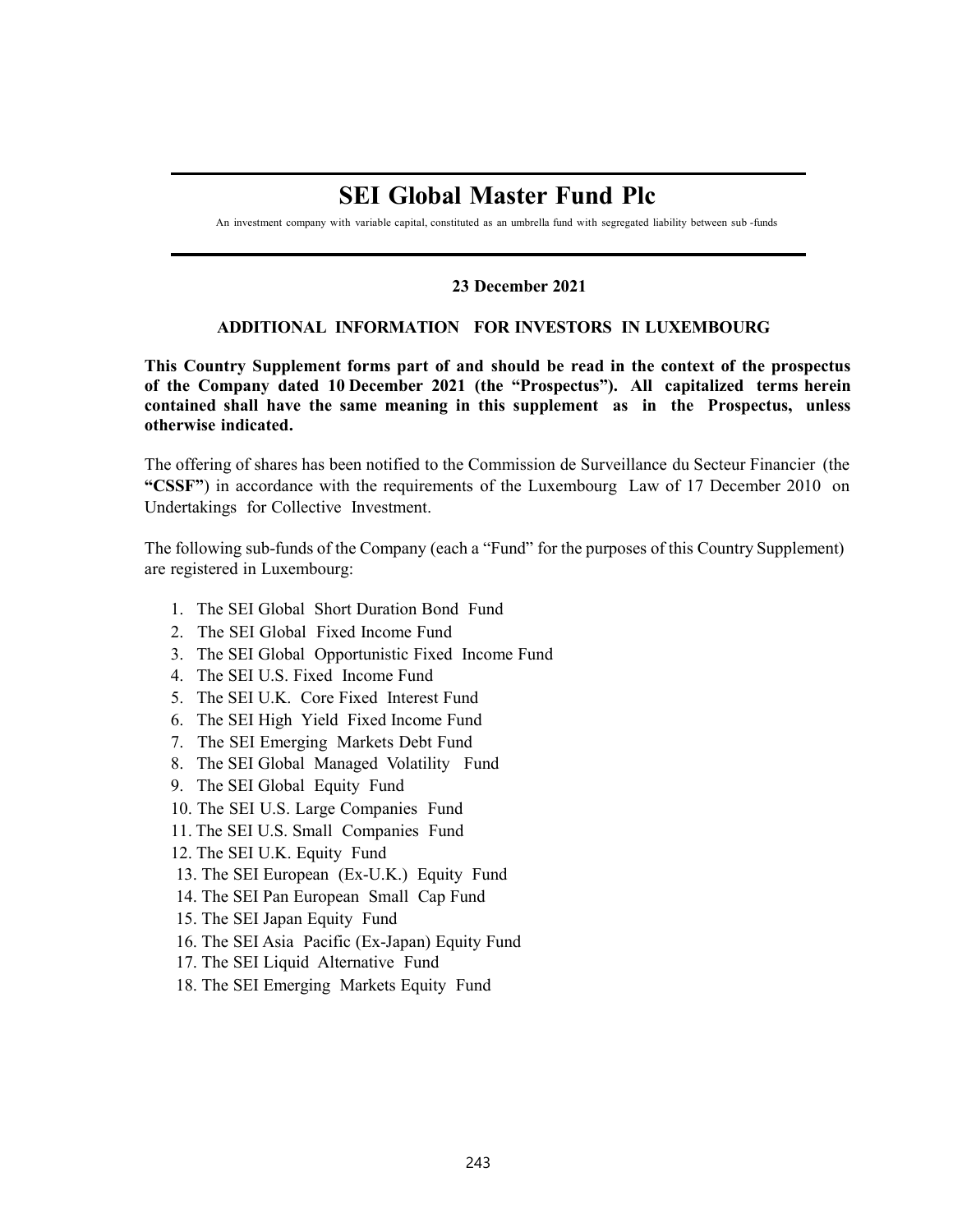# SEI Global Master Fund Plc

An investment company with variable capital, constituted as an umbrella fund with segregated liability between sub-funds

**23 December 2021**

## ADDITIONAL INFORMATION FOR INVESTORS IN LUXEMBOURG

**This Country Supplement forms part of and should be read in the context of the prospectus of the Company dated 10 December 2021 (the "Prospectus"). All capitalized terms herein contained shall have the same meaning in this supplement as in the Prospectus, unless otherwise indicated.**

The offering of shares has been notified to the Commission de Surveillance du Secteur Financier (the **"CSSF"**) in accordance with the requirements of the Luxembourg Law of 17 December 2010 on Undertakings for Collective Investment.

The following sub-funds of the Company (each a "Fund" for the purposes of this Country Supplement) are registered in Luxembourg:

1. The SEI Global Short Duration Bond Fund
2. The SEI Global Fixed Income Fund
3. The SEI Global Opportunistic Fixed Income Fund
4. The SEI U.S. Fixed Income Fund
5. The SEI U.K. Core Fixed Interest Fund
6. The SEI High Yield Fixed Income Fund
7. The SEI Emerging Markets Debt Fund
8. The SEI Global Managed Volatility Fund
9. The SEI Global Equity Fund
10. The SEI U.S. Large Companies Fund
11. The SEI U.S. Small Companies Fund
12. The SEI U.K. Equity Fund
13. The SEI European (Ex-U.K.) Equity Fund
14. The SEI Pan European Small Cap Fund
15. The SEI Japan Equity Fund
16. The SEI Asia Pacific (Ex-Japan) Equity Fund
17. The SEI Liquid Alternative Fund
18. The SEI Emerging Markets Equity Fund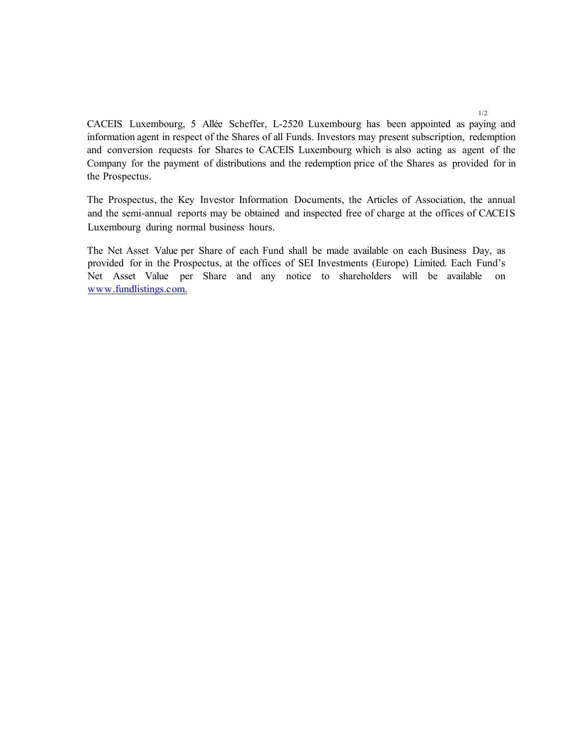CACEIS Luxembourg, 5 Allée Scheffer, L-2520 Luxembourg has been appointed as paying and information agent in respect of the Shares of all Funds. Investors may present subscription, redemption and conversion requests for Shares to CACEIS Luxembourg which is also acting as agent of the Company for the payment of distributions and the redemption price of the Shares as provided for in the Prospectus.

The Prospectus, the Key Investor Information Documents, the Articles of Association, the annual and the semi-annual reports may be obtained and inspected free of charge at the offices of CACEIS Luxembourg during normal business hours.

The Net Asset Value per Share of each Fund shall be made available on each Business Day, as provided for in the Prospectus, at the offices of SEI Investments (Europe) Limited. Each Fund's Net Asset Value per Share and any notice to shareholders will be available on www.fundlistings.com.